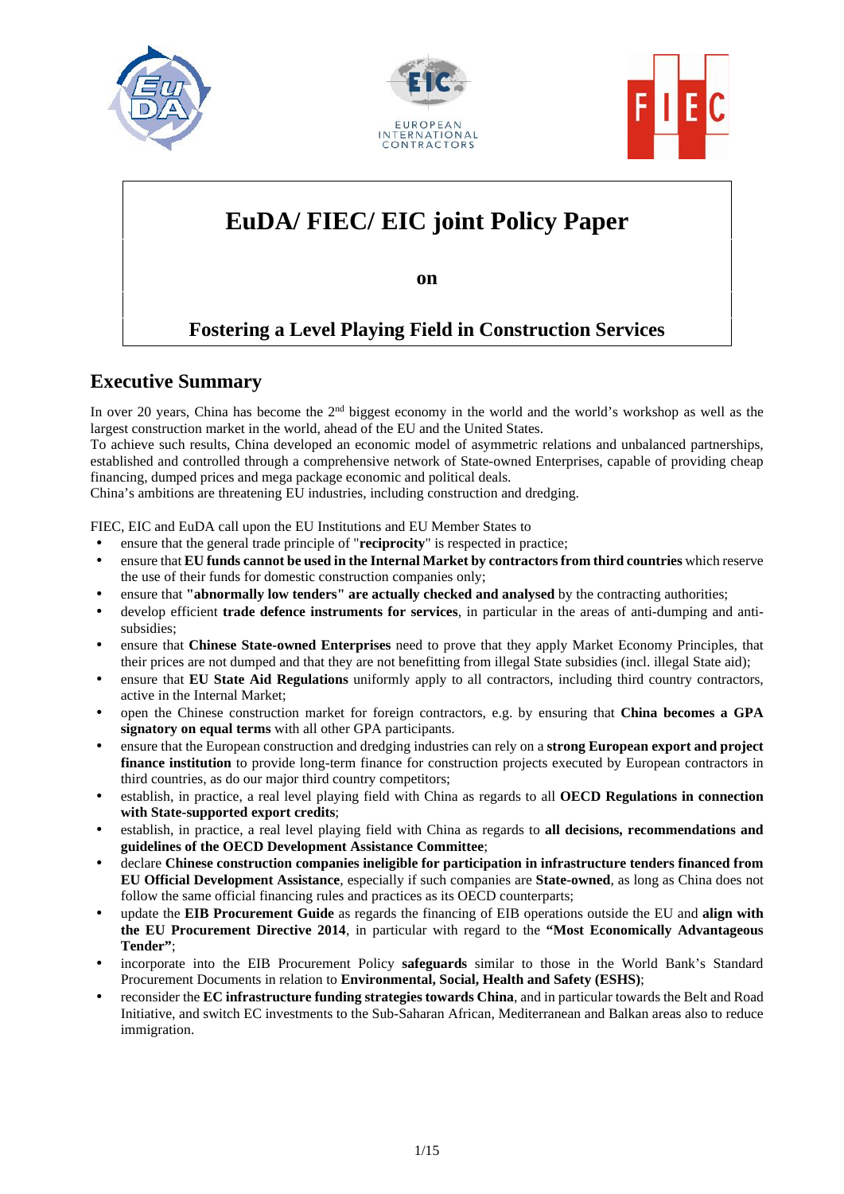# EuDA/ FIEC/ EIC joint Policy Paper

**on**

## Fostering a Level Playing Field in Construction Services

## Executive Summary

In over 20 years, China has become the 2nd biggest economy in the world and the world's workshop as well as the largest construction market in the world, ahead of the EU and the United States.

To achieve such results, China developed an economic model of asymmetric relations and unbalanced partnerships, established and controlled through a comprehensive network of State-owned Enterprises, capable of providing cheap financing, dumped prices and mega package economic and political deals.

China's ambitions are threatening EU industries, including construction and dredging.

FIEC, EIC and EuDA call upon the EU Institutions and EU Member States to

- ensure that the general trade principle of "**reciprocity**" is respected in practice;
- ensure that **EU funds cannot be used in the Internal Market by contractors from third countries** which reserve the use of their funds for domestic construction companies only;
- ensure that **"abnormally low tenders" are actually checked and analysed** by the contracting authorities;
- develop efficient **trade defence instruments for services**, in particular in the areas of anti-dumping and anti-subsidies;
- ensure that **Chinese State-owned Enterprises** need to prove that they apply Market Economy Principles, that their prices are not dumped and that they are not benefitting from illegal State subsidies (incl. illegal State aid);
- ensure that **EU State Aid Regulations** uniformly apply to all contractors, including third country contractors, active in the Internal Market;
- open the Chinese construction market for foreign contractors, e.g. by ensuring that **China becomes a GPA signatory on equal terms** with all other GPA participants.
- ensure that the European construction and dredging industries can rely on a **strong European export and project finance institution** to provide long-term finance for construction projects executed by European contractors in third countries, as do our major third country competitors;
- establish, in practice, a real level playing field with China as regards to all **OECD Regulations in connection with State-supported export credits**;
- establish, in practice, a real level playing field with China as regards to **all decisions, recommendations and guidelines of the OECD Development Assistance Committee**;
- declare **Chinese construction companies ineligible for participation in infrastructure tenders financed from EU Official Development Assistance**, especially if such companies are **State-owned**, as long as China does not follow the same official financing rules and practices as its OECD counterparts;
- update the **EIB Procurement Guide** as regards the financing of EIB operations outside the EU and **align with the EU Procurement Directive 2014**, in particular with regard to the **"Most Economically Advantageous Tender"**;
- incorporate into the EIB Procurement Policy **safeguards** similar to those in the World Bank's Standard Procurement Documents in relation to **Environmental, Social, Health and Safety (ESHS)**;
- reconsider the **EC infrastructure funding strategies towards China**, and in particular towards the Belt and Road Initiative, and switch EC investments to the Sub-Saharan African, Mediterranean and Balkan areas also to reduce immigration.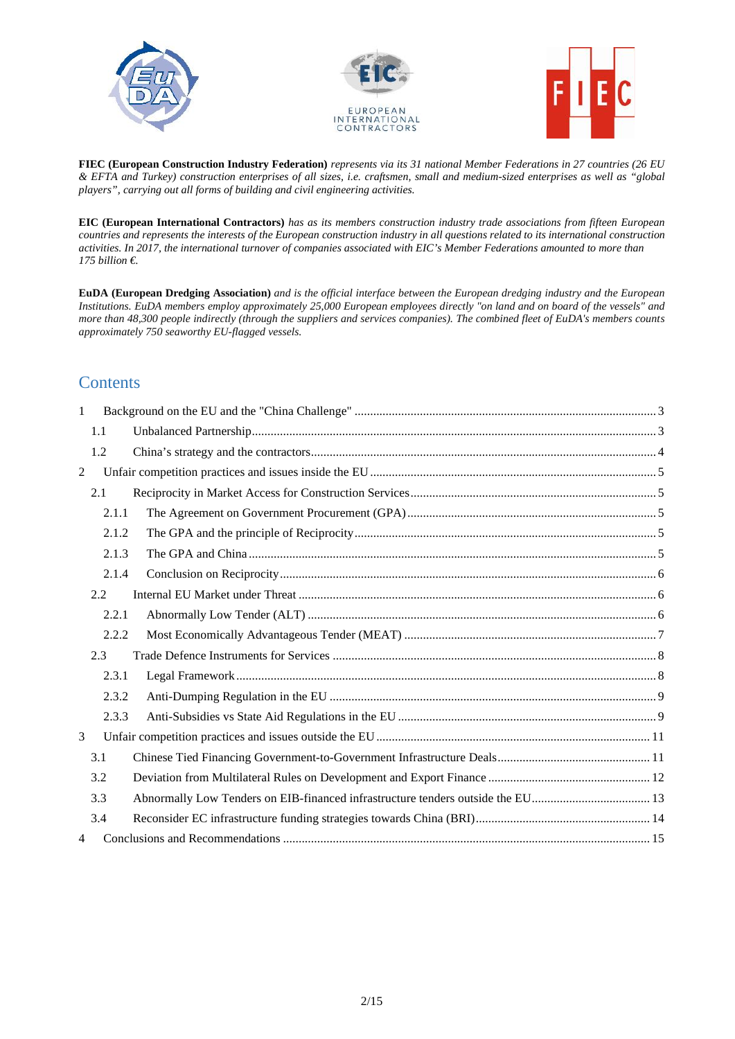**FIEC (European Construction Industry Federation)** *represents via its 31 national Member Federations in 27 countries (26 EU & EFTA and Turkey) construction enterprises of all sizes, i.e. craftsmen, small and medium-sized enterprises as well as "global players", carrying out all forms of building and civil engineering activities.*

**EIC (European International Contractors)** *has as its members construction industry trade associations from fifteen European countries and represents the interests of the European construction industry in all questions related to its international construction activities. In 2017, the international turnover of companies associated with EIC's Member Federations amounted to more than 175 billion €.*

**EuDA (European Dredging Association)** *and is the official interface between the European dredging industry and the European Institutions. EuDA members employ approximately 25,000 European employees directly "on land and on board of the vessels" and more than 48,300 people indirectly (through the suppliers and services companies). The combined fleet of EuDA's members counts approximately 750 seaworthy EU-flagged vessels.*

## Contents

- 1 Background on the EU and the "China Challenge" ..... 3
  - 1.1 Unbalanced Partnership ..... 3
  - 1.2 China's strategy and the contractors ..... 4
- 2 Unfair competition practices and issues inside the EU ..... 5
  - 2.1 Reciprocity in Market Access for Construction Services ..... 5
    - 2.1.1 The Agreement on Government Procurement (GPA) ..... 5
    - 2.1.2 The GPA and the principle of Reciprocity ..... 5
    - 2.1.3 The GPA and China ..... 5
    - 2.1.4 Conclusion on Reciprocity ..... 6
  - 2.2 Internal EU Market under Threat ..... 6
    - 2.2.1 Abnormally Low Tender (ALT) ..... 6
    - 2.2.2 Most Economically Advantageous Tender (MEAT) ..... 7
  - 2.3 Trade Defence Instruments for Services ..... 8
    - 2.3.1 Legal Framework ..... 8
    - 2.3.2 Anti-Dumping Regulation in the EU ..... 9
    - 2.3.3 Anti-Subsidies vs State Aid Regulations in the EU ..... 9
- 3 Unfair competition practices and issues outside the EU ..... 11
  - 3.1 Chinese Tied Financing Government-to-Government Infrastructure Deals ..... 11
  - 3.2 Deviation from Multilateral Rules on Development and Export Finance ..... 12
  - 3.3 Abnormally Low Tenders on EIB-financed infrastructure tenders outside the EU ..... 13
  - 3.4 Reconsider EC infrastructure funding strategies towards China (BRI) ..... 14
- 4 Conclusions and Recommendations ..... 15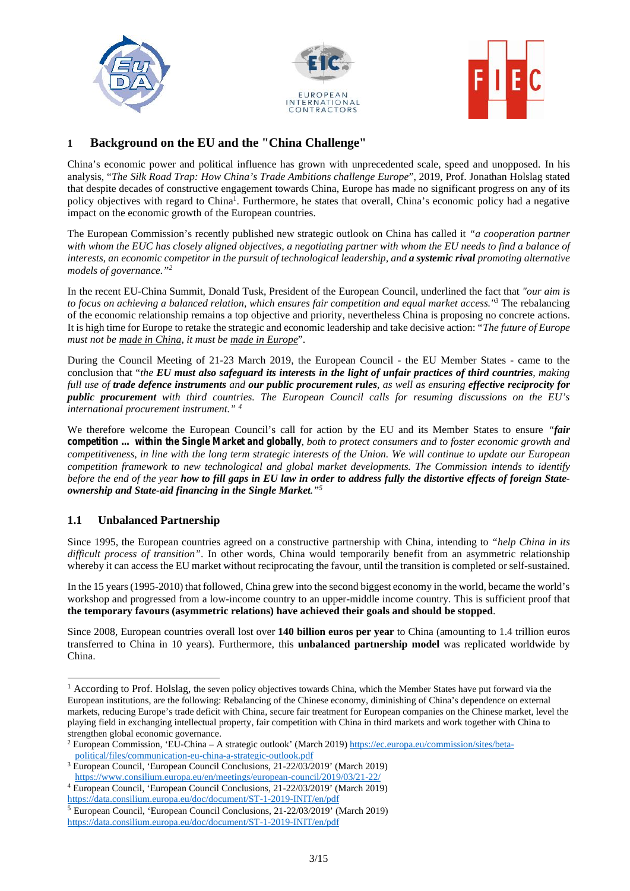# 1 Background on the EU and the "China Challenge"

China's economic power and political influence has grown with unprecedented scale, speed and unopposed. In his analysis, "*The Silk Road Trap: How China's Trade Ambitions challenge Europe*", 2019, Prof. Jonathan Holslag stated that despite decades of constructive engagement towards China, Europe has made no significant progress on any of its policy objectives with regard to China[1]. Furthermore, he states that overall, China's economic policy had a negative impact on the economic growth of the European countries.

The European Commission's recently published new strategic outlook on China has called it *"a cooperation partner with whom the EUC has closely aligned objectives, a negotiating partner with whom the EU needs to find a balance of interests, an economic competitor in the pursuit of technological leadership, and **a systemic rival** promoting alternative models of governance."*[2]

In the recent EU-China Summit, Donald Tusk, President of the European Council, underlined the fact that *"our aim is to focus on achieving a balanced relation, which ensures fair competition and equal market access."*[3] The rebalancing of the economic relationship remains a top objective and priority, nevertheless China is proposing no concrete actions. It is high time for Europe to retake the strategic and economic leadership and take decisive action: "*The future of Europe must not be made in China, it must be made in Europe*".

During the Council Meeting of 21-23 March 2019, the European Council - the EU Member States - came to the conclusion that "*the **EU must also safeguard its interests in the light of unfair practices of third countries**, making full use of **trade defence instruments** and **our public procurement rules**, as well as ensuring **effective reciprocity for public procurement** with third countries. The European Council calls for resuming discussions on the EU's international procurement instrument."* [4]

We therefore welcome the European Council's call for action by the EU and its Member States to ensure *"**fair competition … within the Single Market and globally**, both to protect consumers and to foster economic growth and competitiveness, in line with the long term strategic interests of the Union. We will continue to update our European competition framework to new technological and global market developments. The Commission intends to identify before the end of the year **how to fill gaps in EU law in order to address fully the distortive effects of foreign State-ownership and State-aid financing in the Single Market**."*[5]

## 1.1 Unbalanced Partnership

Since 1995, the European countries agreed on a constructive partnership with China, intending to *"help China in its difficult process of transition"*. In other words, China would temporarily benefit from an asymmetric relationship whereby it can access the EU market without reciprocating the favour, until the transition is completed or self-sustained.

In the 15 years (1995-2010) that followed, China grew into the second biggest economy in the world, became the world's workshop and progressed from a low-income country to an upper-middle income country. This is sufficient proof that **the temporary favours (asymmetric relations) have achieved their goals and should be stopped**.

Since 2008, European countries overall lost over **140 billion euros per year** to China (amounting to 1.4 trillion euros transferred to China in 10 years). Furthermore, this **unbalanced partnership model** was replicated worldwide by China.

---

[1] According to Prof. Holslag, the seven policy objectives towards China, which the Member States have put forward via the European institutions, are the following: Rebalancing of the Chinese economy, diminishing of China's dependence on external markets, reducing Europe's trade deficit with China, secure fair treatment for European companies on the Chinese market, level the playing field in exchanging intellectual property, fair competition with China in third markets and work together with China to strengthen global economic governance.

[2] European Commission, 'EU-China – A strategic outlook' (March 2019) https://ec.europa.eu/commission/sites/beta-political/files/communication-eu-china-a-strategic-outlook.pdf

[3] European Council, 'European Council Conclusions, 21-22/03/2019' (March 2019) https://www.consilium.europa.eu/en/meetings/european-council/2019/03/21-22/

[4] European Council, 'European Council Conclusions, 21-22/03/2019' (March 2019) https://data.consilium.europa.eu/doc/document/ST-1-2019-INIT/en/pdf

[5] European Council, 'European Council Conclusions, 21-22/03/2019' (March 2019) https://data.consilium.europa.eu/doc/document/ST-1-2019-INIT/en/pdf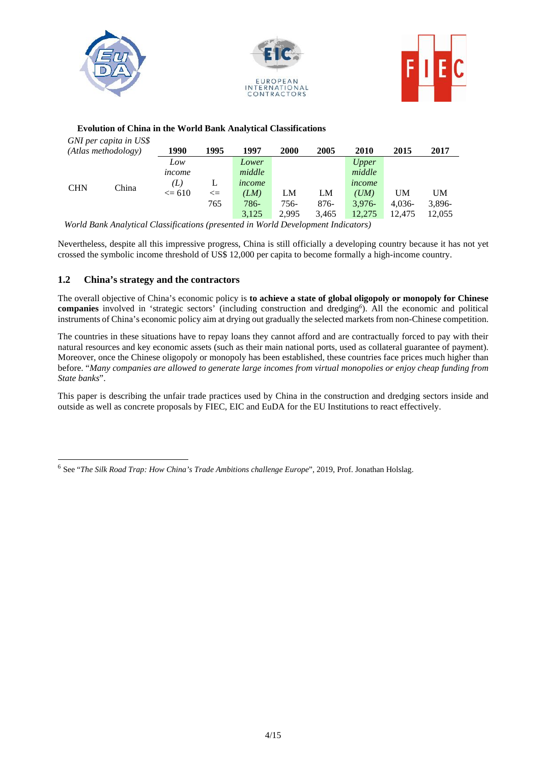**Evolution of China in the World Bank Analytical Classifications**

| *GNI per capita in US$ (Atlas methodology)* | | 1990 | 1995 | 1997 | 2000 | 2005 | 2010 | 2015 | 2017 |
|---|---|---|---|---|---|---|---|---|---|
| CHN | China | *Low income (L)* <= 610 | L <= 765 | *Lower middle income (LM)* 786-3,125 | LM 756-2,995 | LM 876-3,465 | *Upper middle income (UM)* 3,976-12,275 | UM 4,036-12,475 | UM 3,896-12,055 |

*World Bank Analytical Classifications (presented in World Development Indicators)*

Nevertheless, despite all this impressive progress, China is still officially a developing country because it has not yet crossed the symbolic income threshold of US$ 12,000 per capita to become formally a high-income country.

## 1.2 China's strategy and the contractors

The overall objective of China's economic policy is **to achieve a state of global oligopoly or monopoly for Chinese companies** involved in 'strategic sectors' (including construction and dredging[6]). All the economic and political instruments of China's economic policy aim at drying out gradually the selected markets from non-Chinese competition.

The countries in these situations have to repay loans they cannot afford and are contractually forced to pay with their natural resources and key economic assets (such as their main national ports, used as collateral guarantee of payment). Moreover, once the Chinese oligopoly or monopoly has been established, these countries face prices much higher than before. "*Many companies are allowed to generate large incomes from virtual monopolies or enjoy cheap funding from State banks*".

This paper is describing the unfair trade practices used by China in the construction and dredging sectors inside and outside as well as concrete proposals by FIEC, EIC and EuDA for the EU Institutions to react effectively.

---

[6] See "*The Silk Road Trap: How China's Trade Ambitions challenge Europe*", 2019, Prof. Jonathan Holslag.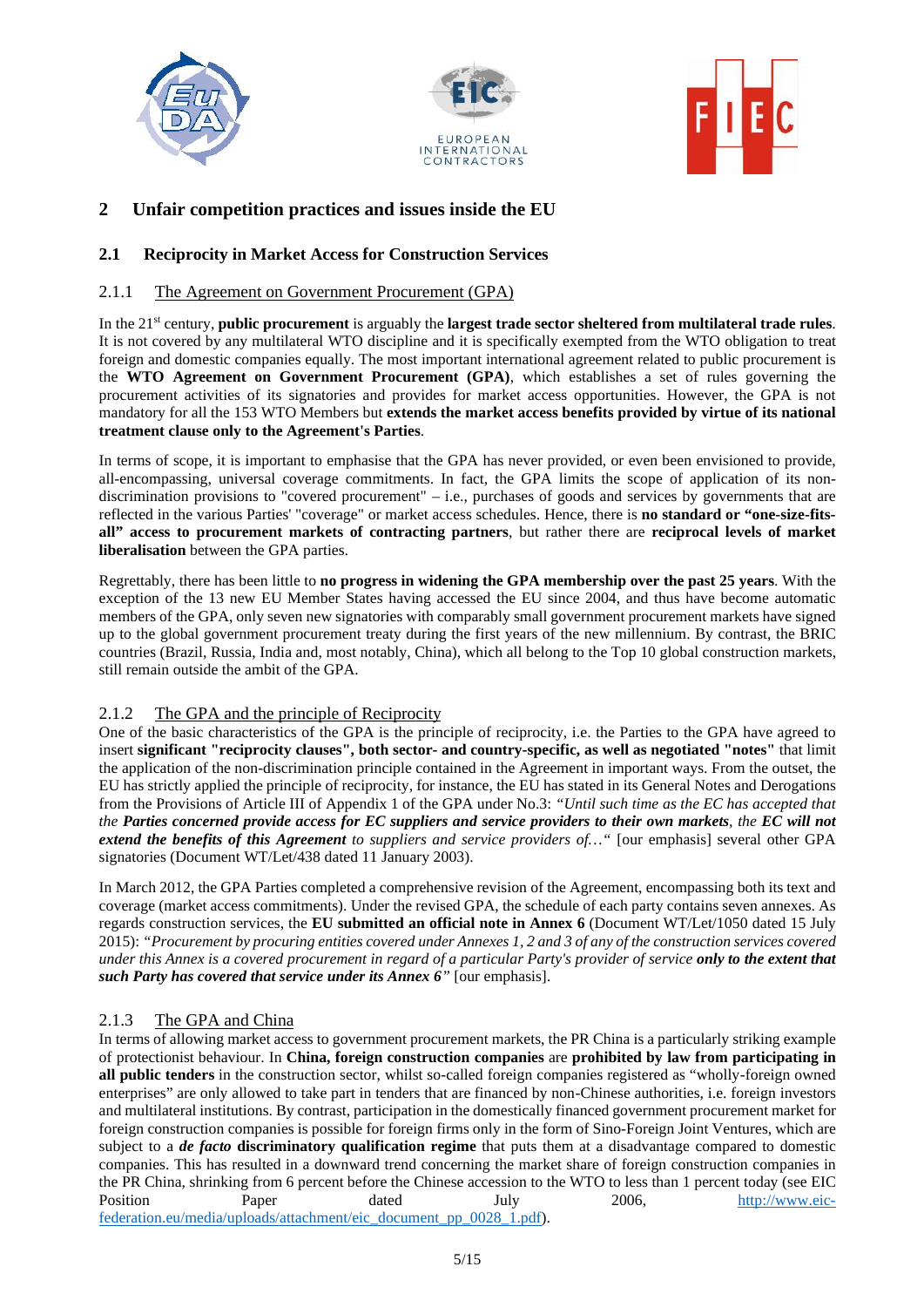## 2 Unfair competition practices and issues inside the EU

### 2.1 Reciprocity in Market Access for Construction Services

#### 2.1.1 The Agreement on Government Procurement (GPA)

In the 21st century, **public procurement** is arguably the **largest trade sector sheltered from multilateral trade rules**. It is not covered by any multilateral WTO discipline and it is specifically exempted from the WTO obligation to treat foreign and domestic companies equally. The most important international agreement related to public procurement is the **WTO Agreement on Government Procurement (GPA)**, which establishes a set of rules governing the procurement activities of its signatories and provides for market access opportunities. However, the GPA is not mandatory for all the 153 WTO Members but **extends the market access benefits provided by virtue of its national treatment clause only to the Agreement's Parties**.

In terms of scope, it is important to emphasise that the GPA has never provided, or even been envisioned to provide, all-encompassing, universal coverage commitments. In fact, the GPA limits the scope of application of its non-discrimination provisions to "covered procurement" – i.e., purchases of goods and services by governments that are reflected in the various Parties' "coverage" or market access schedules. Hence, there is **no standard or "one-size-fits-all" access to procurement markets of contracting partners**, but rather there are **reciprocal levels of market liberalisation** between the GPA parties.

Regrettably, there has been little to **no progress in widening the GPA membership over the past 25 years**. With the exception of the 13 new EU Member States having accessed the EU since 2004, and thus have become automatic members of the GPA, only seven new signatories with comparably small government procurement markets have signed up to the global government procurement treaty during the first years of the new millennium. By contrast, the BRIC countries (Brazil, Russia, India and, most notably, China), which all belong to the Top 10 global construction markets, still remain outside the ambit of the GPA.

#### 2.1.2 The GPA and the principle of Reciprocity

One of the basic characteristics of the GPA is the principle of reciprocity, i.e. the Parties to the GPA have agreed to insert **significant "reciprocity clauses", both sector- and country-specific, as well as negotiated "notes"** that limit the application of the non-discrimination principle contained in the Agreement in important ways. From the outset, the EU has strictly applied the principle of reciprocity, for instance, the EU has stated in its General Notes and Derogations from the Provisions of Article III of Appendix 1 of the GPA under No.3: *"Until such time as the EC has accepted that the **Parties concerned provide access for EC suppliers and service providers to their own markets**, the **EC will not extend the benefits of this Agreement** to suppliers and service providers of…"* [our emphasis] several other GPA signatories (Document WT/Let/438 dated 11 January 2003).

In March 2012, the GPA Parties completed a comprehensive revision of the Agreement, encompassing both its text and coverage (market access commitments). Under the revised GPA, the schedule of each party contains seven annexes. As regards construction services, the **EU submitted an official note in Annex 6** (Document WT/Let/1050 dated 15 July 2015): *"Procurement by procuring entities covered under Annexes 1, 2 and 3 of any of the construction services covered under this Annex is a covered procurement in regard of a particular Party's provider of service **only to the extent that such Party has covered that service under its Annex 6**"* [our emphasis].

#### 2.1.3 The GPA and China

In terms of allowing market access to government procurement markets, the PR China is a particularly striking example of protectionist behaviour. In **China, foreign construction companies** are **prohibited by law from participating in all public tenders** in the construction sector, whilst so-called foreign companies registered as "wholly-foreign owned enterprises" are only allowed to take part in tenders that are financed by non-Chinese authorities, i.e. foreign investors and multilateral institutions. By contrast, participation in the domestically financed government procurement market for foreign construction companies is possible for foreign firms only in the form of Sino-Foreign Joint Ventures, which are subject to a ***de facto* discriminatory qualification regime** that puts them at a disadvantage compared to domestic companies. This has resulted in a downward trend concerning the market share of foreign construction companies in the PR China, shrinking from 6 percent before the Chinese accession to the WTO to less than 1 percent today (see EIC Position Paper dated July 2006, http://www.eic-federation.eu/media/uploads/attachment/eic_document_pp_0028_1.pdf).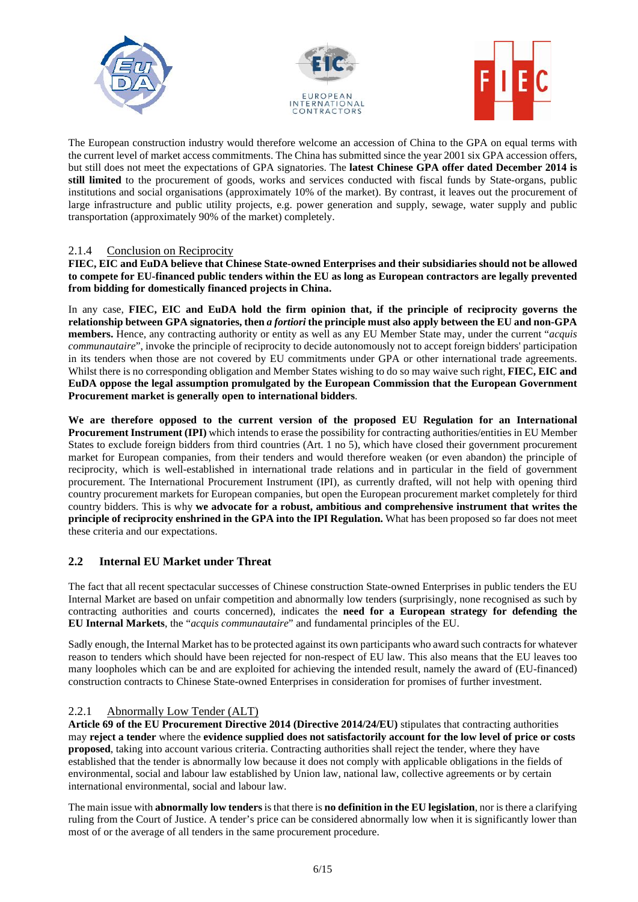The European construction industry would therefore welcome an accession of China to the GPA on equal terms with the current level of market access commitments. The China has submitted since the year 2001 six GPA accession offers, but still does not meet the expectations of GPA signatories. The **latest Chinese GPA offer dated December 2014 is still limited** to the procurement of goods, works and services conducted with fiscal funds by State-organs, public institutions and social organisations (approximately 10% of the market). By contrast, it leaves out the procurement of large infrastructure and public utility projects, e.g. power generation and supply, sewage, water supply and public transportation (approximately 90% of the market) completely.

#### 2.1.4 Conclusion on Reciprocity

**FIEC, EIC and EuDA believe that Chinese State-owned Enterprises and their subsidiaries should not be allowed to compete for EU-financed public tenders within the EU as long as European contractors are legally prevented from bidding for domestically financed projects in China.**

In any case, **FIEC, EIC and EuDA hold the firm opinion that, if the principle of reciprocity governs the relationship between GPA signatories, then *a fortiori* the principle must also apply between the EU and non-GPA members.** Hence, any contracting authority or entity as well as any EU Member State may, under the current "*acquis communautaire*", invoke the principle of reciprocity to decide autonomously not to accept foreign bidders' participation in its tenders when those are not covered by EU commitments under GPA or other international trade agreements. Whilst there is no corresponding obligation and Member States wishing to do so may waive such right, **FIEC, EIC and EuDA oppose the legal assumption promulgated by the European Commission that the European Government Procurement market is generally open to international bidders**.

**We are therefore opposed to the current version of the proposed EU Regulation for an International Procurement Instrument (IPI)** which intends to erase the possibility for contracting authorities/entities in EU Member States to exclude foreign bidders from third countries (Art. 1 no 5), which have closed their government procurement market for European companies, from their tenders and would therefore weaken (or even abandon) the principle of reciprocity, which is well-established in international trade relations and in particular in the field of government procurement. The International Procurement Instrument (IPI), as currently drafted, will not help with opening third country procurement markets for European companies, but open the European procurement market completely for third country bidders. This is why **we advocate for a robust, ambitious and comprehensive instrument that writes the principle of reciprocity enshrined in the GPA into the IPI Regulation.** What has been proposed so far does not meet these criteria and our expectations.

### 2.2 Internal EU Market under Threat

The fact that all recent spectacular successes of Chinese construction State-owned Enterprises in public tenders the EU Internal Market are based on unfair competition and abnormally low tenders (surprisingly, none recognised as such by contracting authorities and courts concerned), indicates the **need for a European strategy for defending the EU Internal Markets**, the "*acquis communautaire*" and fundamental principles of the EU.

Sadly enough, the Internal Market has to be protected against its own participants who award such contracts for whatever reason to tenders which should have been rejected for non-respect of EU law. This also means that the EU leaves too many loopholes which can be and are exploited for achieving the intended result, namely the award of (EU-financed) construction contracts to Chinese State-owned Enterprises in consideration for promises of further investment.

#### 2.2.1 Abnormally Low Tender (ALT)

**Article 69 of the EU Procurement Directive 2014 (Directive 2014/24/EU)** stipulates that contracting authorities may **reject a tender** where the **evidence supplied does not satisfactorily account for the low level of price or costs proposed**, taking into account various criteria. Contracting authorities shall reject the tender, where they have established that the tender is abnormally low because it does not comply with applicable obligations in the fields of environmental, social and labour law established by Union law, national law, collective agreements or by certain international environmental, social and labour law.

The main issue with **abnormally low tenders** is that there is **no definition in the EU legislation**, nor is there a clarifying ruling from the Court of Justice. A tender's price can be considered abnormally low when it is significantly lower than most of or the average of all tenders in the same procurement procedure.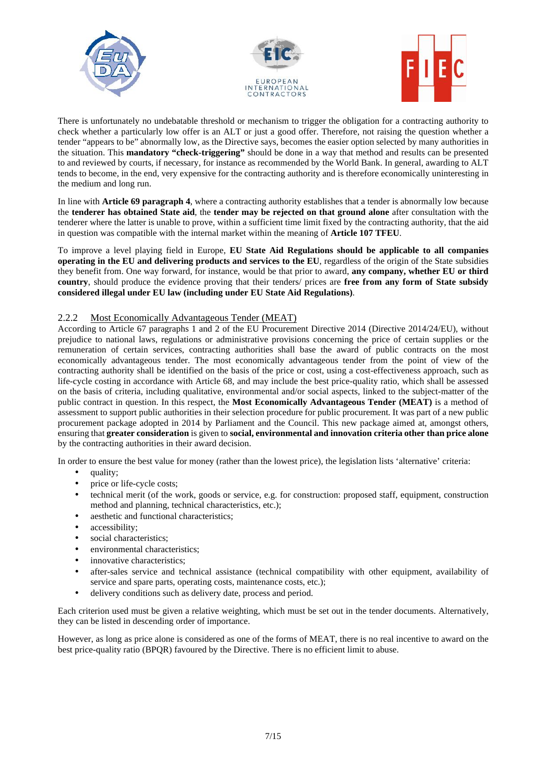There is unfortunately no undebatable threshold or mechanism to trigger the obligation for a contracting authority to check whether a particularly low offer is an ALT or just a good offer. Therefore, not raising the question whether a tender "appears to be" abnormally low, as the Directive says, becomes the easier option selected by many authorities in the situation. This **mandatory "check-triggering"** should be done in a way that method and results can be presented to and reviewed by courts, if necessary, for instance as recommended by the World Bank. In general, awarding to ALT tends to become, in the end, very expensive for the contracting authority and is therefore economically uninteresting in the medium and long run.

In line with **Article 69 paragraph 4**, where a contracting authority establishes that a tender is abnormally low because the **tenderer has obtained State aid**, the **tender may be rejected on that ground alone** after consultation with the tenderer where the latter is unable to prove, within a sufficient time limit fixed by the contracting authority, that the aid in question was compatible with the internal market within the meaning of **Article 107 TFEU**.

To improve a level playing field in Europe, **EU State Aid Regulations should be applicable to all companies operating in the EU and delivering products and services to the EU**, regardless of the origin of the State subsidies they benefit from. One way forward, for instance, would be that prior to award, **any company, whether EU or third country**, should produce the evidence proving that their tenders/ prices are **free from any form of State subsidy considered illegal under EU law (including under EU State Aid Regulations)**.

### 2.2.2 Most Economically Advantageous Tender (MEAT)

According to Article 67 paragraphs 1 and 2 of the EU Procurement Directive 2014 (Directive 2014/24/EU), without prejudice to national laws, regulations or administrative provisions concerning the price of certain supplies or the remuneration of certain services, contracting authorities shall base the award of public contracts on the most economically advantageous tender. The most economically advantageous tender from the point of view of the contracting authority shall be identified on the basis of the price or cost, using a cost-effectiveness approach, such as life-cycle costing in accordance with Article 68, and may include the best price-quality ratio, which shall be assessed on the basis of criteria, including qualitative, environmental and/or social aspects, linked to the subject-matter of the public contract in question. In this respect, the **Most Economically Advantageous Tender (MEAT)** is a method of assessment to support public authorities in their selection procedure for public procurement. It was part of a new public procurement package adopted in 2014 by Parliament and the Council. This new package aimed at, amongst others, ensuring that **greater consideration** is given to **social, environmental and innovation criteria other than price alone** by the contracting authorities in their award decision.

In order to ensure the best value for money (rather than the lowest price), the legislation lists 'alternative' criteria:

- quality;
- price or life-cycle costs;
- technical merit (of the work, goods or service, e.g. for construction: proposed staff, equipment, construction method and planning, technical characteristics, etc.);
- aesthetic and functional characteristics;
- accessibility;
- social characteristics;
- environmental characteristics;
- innovative characteristics;
- after-sales service and technical assistance (technical compatibility with other equipment, availability of service and spare parts, operating costs, maintenance costs, etc.);
- delivery conditions such as delivery date, process and period.

Each criterion used must be given a relative weighting, which must be set out in the tender documents. Alternatively, they can be listed in descending order of importance.

However, as long as price alone is considered as one of the forms of MEAT, there is no real incentive to award on the best price-quality ratio (BPQR) favoured by the Directive. There is no efficient limit to abuse.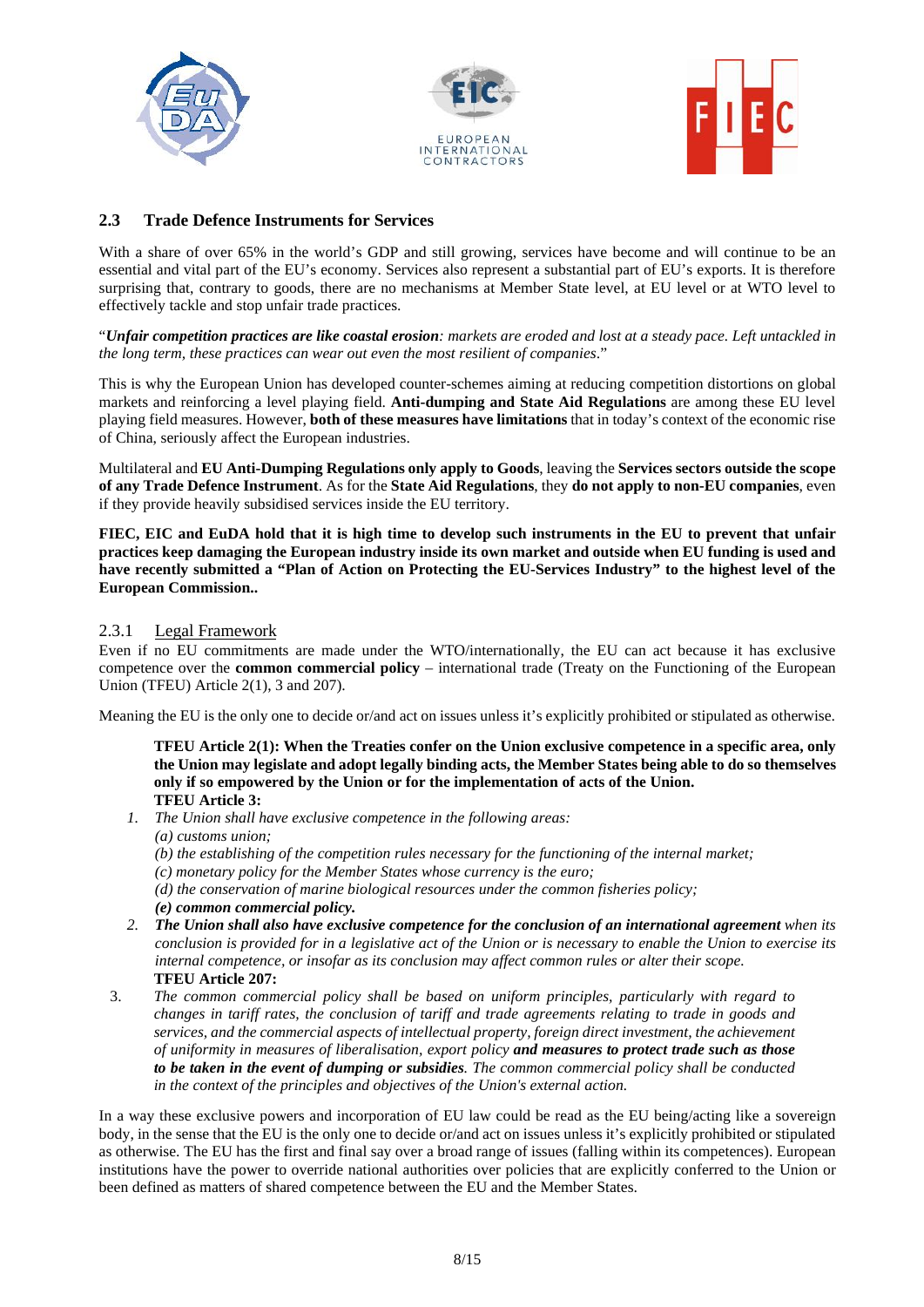## 2.3 Trade Defence Instruments for Services

With a share of over 65% in the world's GDP and still growing, services have become and will continue to be an essential and vital part of the EU's economy. Services also represent a substantial part of EU's exports. It is therefore surprising that, contrary to goods, there are no mechanisms at Member State level, at EU level or at WTO level to effectively tackle and stop unfair trade practices.

"***Unfair competition practices are like coastal erosion****: markets are eroded and lost at a steady pace. Left untackled in the long term, these practices can wear out even the most resilient of companies*."

This is why the European Union has developed counter-schemes aiming at reducing competition distortions on global markets and reinforcing a level playing field. **Anti-dumping and State Aid Regulations** are among these EU level playing field measures. However, **both of these measures have limitations** that in today's context of the economic rise of China, seriously affect the European industries.

Multilateral and **EU Anti-Dumping Regulations only apply to Goods**, leaving the **Services sectors outside the scope of any Trade Defence Instrument**. As for the **State Aid Regulations**, they **do not apply to non-EU companies**, even if they provide heavily subsidised services inside the EU territory.

**FIEC, EIC and EuDA hold that it is high time to develop such instruments in the EU to prevent that unfair practices keep damaging the European industry inside its own market and outside when EU funding is used and have recently submitted a "Plan of Action on Protecting the EU-Services Industry" to the highest level of the European Commission..**

### 2.3.1 Legal Framework

Even if no EU commitments are made under the WTO/internationally, the EU can act because it has exclusive competence over the **common commercial policy** – international trade (Treaty on the Functioning of the European Union (TFEU) Article 2(1), 3 and 207).

Meaning the EU is the only one to decide or/and act on issues unless it's explicitly prohibited or stipulated as otherwise.

> **TFEU Article 2(1): When the Treaties confer on the Union exclusive competence in a specific area, only the Union may legislate and adopt legally binding acts, the Member States being able to do so themselves only if so empowered by the Union or for the implementation of acts of the Union.**
>
> **TFEU Article 3:**
>
> 1. *The Union shall have exclusive competence in the following areas:*
>    *(a) customs union;*
>    *(b) the establishing of the competition rules necessary for the functioning of the internal market;*
>    *(c) monetary policy for the Member States whose currency is the euro;*
>    *(d) the conservation of marine biological resources under the common fisheries policy;*
>    ***(e) common commercial policy.***
> 2. ***The Union shall also have exclusive competence for the conclusion of an international agreement*** *when its conclusion is provided for in a legislative act of the Union or is necessary to enable the Union to exercise its internal competence, or insofar as its conclusion may affect common rules or alter their scope.*
>
> **TFEU Article 207:**
>
> 3. *The common commercial policy shall be based on uniform principles, particularly with regard to changes in tariff rates, the conclusion of tariff and trade agreements relating to trade in goods and services, and the commercial aspects of intellectual property, foreign direct investment, the achievement of uniformity in measures of liberalisation, export policy* ***and measures to protect trade such as those to be taken in the event of dumping or subsidies****. The common commercial policy shall be conducted in the context of the principles and objectives of the Union's external action.*

In a way these exclusive powers and incorporation of EU law could be read as the EU being/acting like a sovereign body, in the sense that the EU is the only one to decide or/and act on issues unless it's explicitly prohibited or stipulated as otherwise. The EU has the first and final say over a broad range of issues (falling within its competences). European institutions have the power to override national authorities over policies that are explicitly conferred to the Union or been defined as matters of shared competence between the EU and the Member States.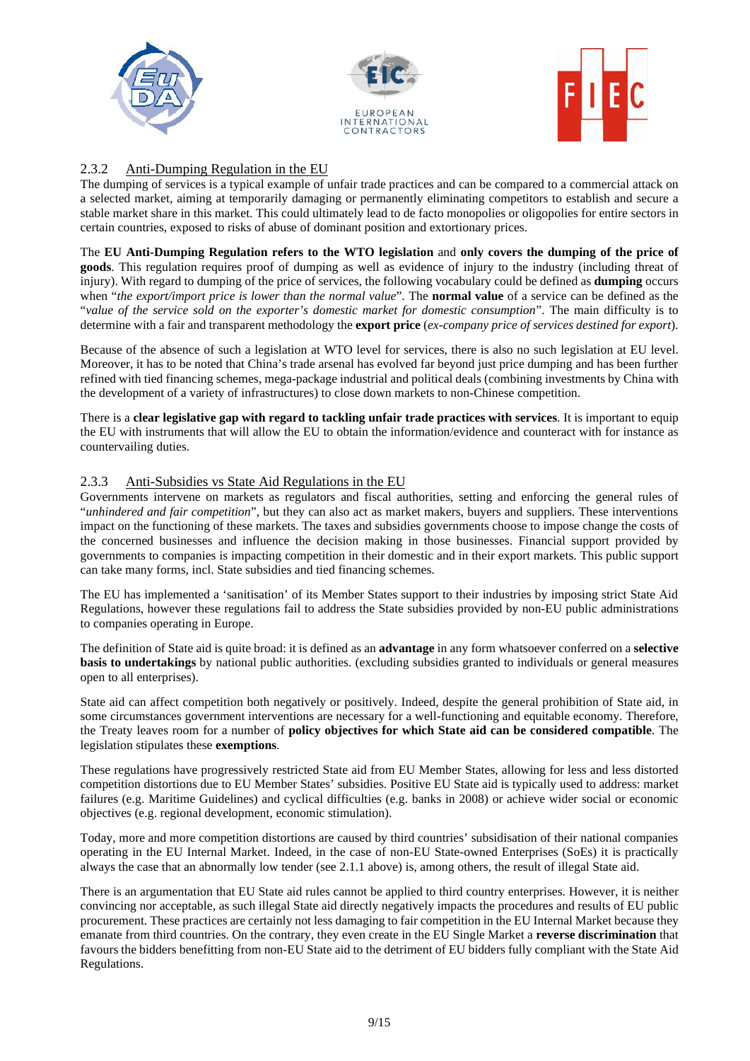### 2.3.2 Anti-Dumping Regulation in the EU

The dumping of services is a typical example of unfair trade practices and can be compared to a commercial attack on a selected market, aiming at temporarily damaging or permanently eliminating competitors to establish and secure a stable market share in this market. This could ultimately lead to de facto monopolies or oligopolies for entire sectors in certain countries, exposed to risks of abuse of dominant position and extortionary prices.

The **EU Anti-Dumping Regulation refers to the WTO legislation** and **only covers the dumping of the price of goods**. This regulation requires proof of dumping as well as evidence of injury to the industry (including threat of injury). With regard to dumping of the price of services, the following vocabulary could be defined as **dumping** occurs when "*the export/import price is lower than the normal value*". The **normal value** of a service can be defined as the "*value of the service sold on the exporter's domestic market for domestic consumption*". The main difficulty is to determine with a fair and transparent methodology the **export price** (*ex-company price of services destined for export*).

Because of the absence of such a legislation at WTO level for services, there is also no such legislation at EU level. Moreover, it has to be noted that China's trade arsenal has evolved far beyond just price dumping and has been further refined with tied financing schemes, mega-package industrial and political deals (combining investments by China with the development of a variety of infrastructures) to close down markets to non-Chinese competition.

There is a **clear legislative gap with regard to tackling unfair trade practices with services**. It is important to equip the EU with instruments that will allow the EU to obtain the information/evidence and counteract with for instance as countervailing duties.

### 2.3.3 Anti-Subsidies vs State Aid Regulations in the EU

Governments intervene on markets as regulators and fiscal authorities, setting and enforcing the general rules of "*unhindered and fair competition*", but they can also act as market makers, buyers and suppliers. These interventions impact on the functioning of these markets. The taxes and subsidies governments choose to impose change the costs of the concerned businesses and influence the decision making in those businesses. Financial support provided by governments to companies is impacting competition in their domestic and in their export markets. This public support can take many forms, incl. State subsidies and tied financing schemes.

The EU has implemented a 'sanitisation' of its Member States support to their industries by imposing strict State Aid Regulations, however these regulations fail to address the State subsidies provided by non-EU public administrations to companies operating in Europe.

The definition of State aid is quite broad: it is defined as an **advantage** in any form whatsoever conferred on a **selective basis to undertakings** by national public authorities. (excluding subsidies granted to individuals or general measures open to all enterprises).

State aid can affect competition both negatively or positively. Indeed, despite the general prohibition of State aid, in some circumstances government interventions are necessary for a well-functioning and equitable economy. Therefore, the Treaty leaves room for a number of **policy objectives for which State aid can be considered compatible**. The legislation stipulates these **exemptions**.

These regulations have progressively restricted State aid from EU Member States, allowing for less and less distorted competition distortions due to EU Member States' subsidies. Positive EU State aid is typically used to address: market failures (e.g. Maritime Guidelines) and cyclical difficulties (e.g. banks in 2008) or achieve wider social or economic objectives (e.g. regional development, economic stimulation).

Today, more and more competition distortions are caused by third countries' subsidisation of their national companies operating in the EU Internal Market. Indeed, in the case of non-EU State-owned Enterprises (SoEs) it is practically always the case that an abnormally low tender (see 2.1.1 above) is, among others, the result of illegal State aid.

There is an argumentation that EU State aid rules cannot be applied to third country enterprises. However, it is neither convincing nor acceptable, as such illegal State aid directly negatively impacts the procedures and results of EU public procurement. These practices are certainly not less damaging to fair competition in the EU Internal Market because they emanate from third countries. On the contrary, they even create in the EU Single Market a **reverse discrimination** that favours the bidders benefitting from non-EU State aid to the detriment of EU bidders fully compliant with the State Aid Regulations.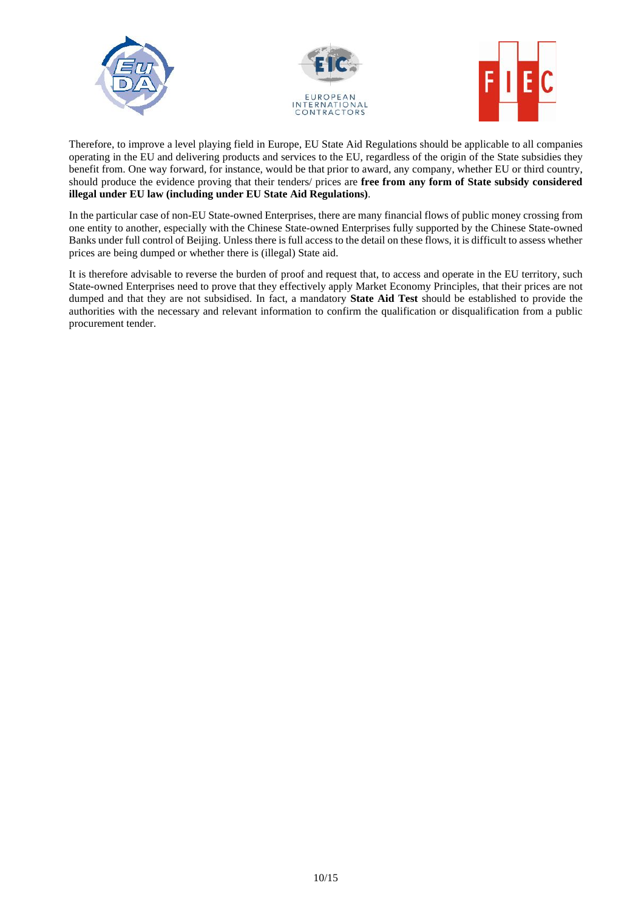Therefore, to improve a level playing field in Europe, EU State Aid Regulations should be applicable to all companies operating in the EU and delivering products and services to the EU, regardless of the origin of the State subsidies they benefit from. One way forward, for instance, would be that prior to award, any company, whether EU or third country, should produce the evidence proving that their tenders/ prices are **free from any form of State subsidy considered illegal under EU law (including under EU State Aid Regulations)**.

In the particular case of non-EU State-owned Enterprises, there are many financial flows of public money crossing from one entity to another, especially with the Chinese State-owned Enterprises fully supported by the Chinese State-owned Banks under full control of Beijing. Unless there is full access to the detail on these flows, it is difficult to assess whether prices are being dumped or whether there is (illegal) State aid.

It is therefore advisable to reverse the burden of proof and request that, to access and operate in the EU territory, such State-owned Enterprises need to prove that they effectively apply Market Economy Principles, that their prices are not dumped and that they are not subsidised. In fact, a mandatory **State Aid Test** should be established to provide the authorities with the necessary and relevant information to confirm the qualification or disqualification from a public procurement tender.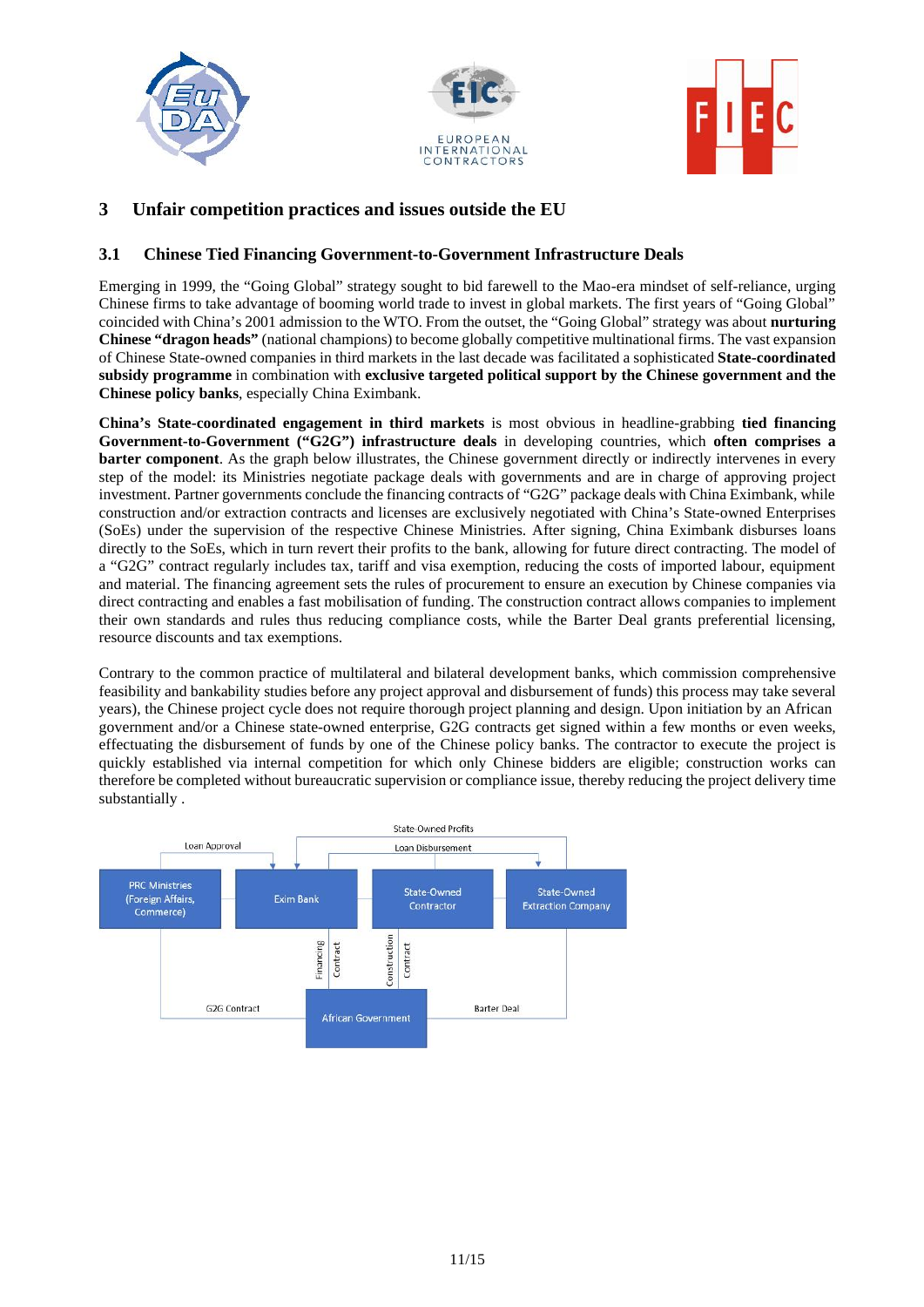## 3 Unfair competition practices and issues outside the EU

### 3.1 Chinese Tied Financing Government-to-Government Infrastructure Deals

Emerging in 1999, the "Going Global" strategy sought to bid farewell to the Mao-era mindset of self-reliance, urging Chinese firms to take advantage of booming world trade to invest in global markets. The first years of "Going Global" coincided with China's 2001 admission to the WTO. From the outset, the "Going Global" strategy was about **nurturing Chinese "dragon heads"** (national champions) to become globally competitive multinational firms. The vast expansion of Chinese State-owned companies in third markets in the last decade was facilitated a sophisticated **State-coordinated subsidy programme** in combination with **exclusive targeted political support by the Chinese government and the Chinese policy banks**, especially China Eximbank.

**China's State-coordinated engagement in third markets** is most obvious in headline-grabbing **tied financing Government-to-Government ("G2G") infrastructure deals** in developing countries, which **often comprises a barter component**. As the graph below illustrates, the Chinese government directly or indirectly intervenes in every step of the model: its Ministries negotiate package deals with governments and are in charge of approving project investment. Partner governments conclude the financing contracts of "G2G" package deals with China Eximbank, while construction and/or extraction contracts and licenses are exclusively negotiated with China's State-owned Enterprises (SoEs) under the supervision of the respective Chinese Ministries. After signing, China Eximbank disburses loans directly to the SoEs, which in turn revert their profits to the bank, allowing for future direct contracting. The model of a "G2G" contract regularly includes tax, tariff and visa exemption, reducing the costs of imported labour, equipment and material. The financing agreement sets the rules of procurement to ensure an execution by Chinese companies via direct contracting and enables a fast mobilisation of funding. The construction contract allows companies to implement their own standards and rules thus reducing compliance costs, while the Barter Deal grants preferential licensing, resource discounts and tax exemptions.

Contrary to the common practice of multilateral and bilateral development banks, which commission comprehensive feasibility and bankability studies before any project approval and disbursement of funds) this process may take several years), the Chinese project cycle does not require thorough project planning and design. Upon initiation by an African government and/or a Chinese state-owned enterprise, G2G contracts get signed within a few months or even weeks, effectuating the disbursement of funds by one of the Chinese policy banks. The contractor to execute the project is quickly established via internal competition for which only Chinese bidders are eligible; construction works can therefore be completed without bureaucratic supervision or compliance issue, thereby reducing the project delivery time substantially .

State-Owned Profits

Loan Approval | Loan Disbursement

PRC Ministries (Foreign Affairs, Commerce) | Exim Bank | State-Owned Contractor | State-Owned Extraction Company

Financing Contract | Construction Contract

G2G Contract | African Government | Barter Deal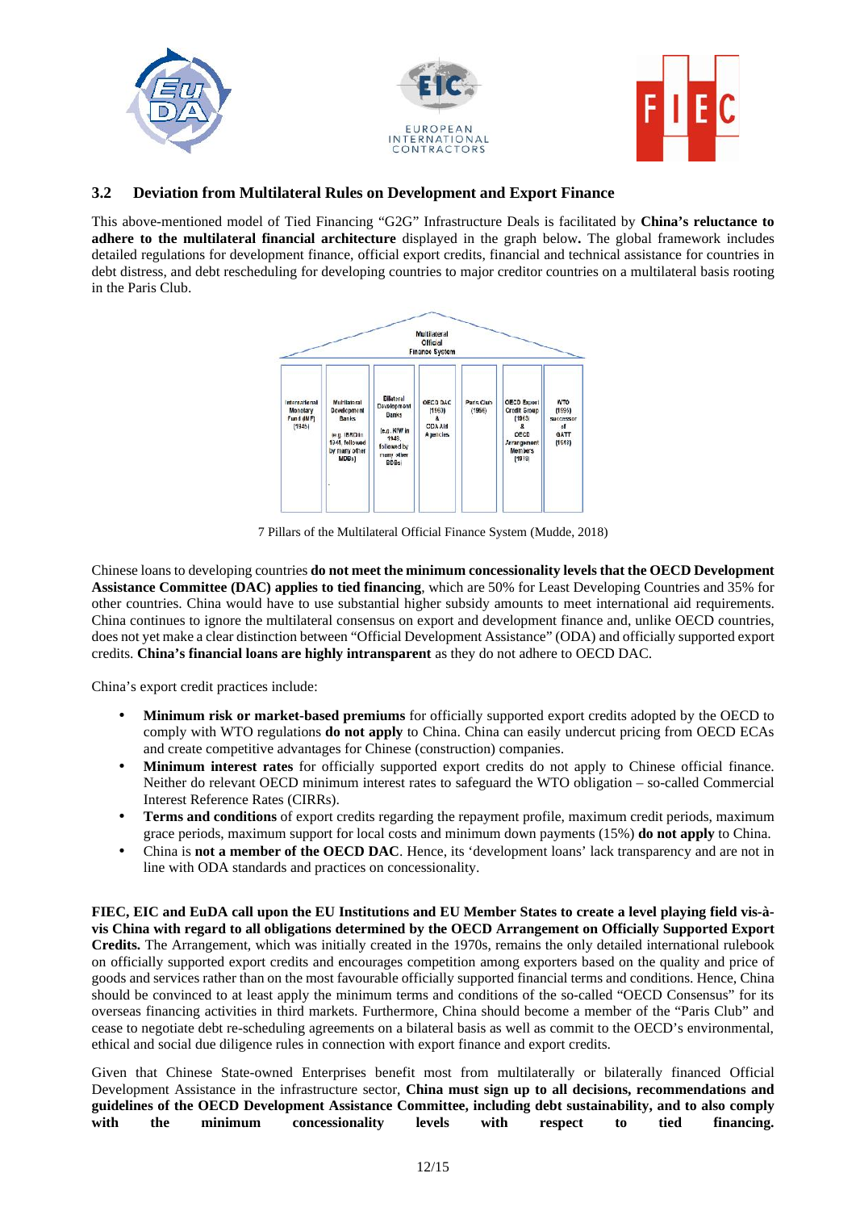## 3.2 Deviation from Multilateral Rules on Development and Export Finance

This above-mentioned model of Tied Financing "G2G" Infrastructure Deals is facilitated by **China's reluctance to adhere to the multilateral financial architecture** displayed in the graph below**.** The global framework includes detailed regulations for development finance, official export credits, financial and technical assistance for countries in debt distress, and debt rescheduling for developing countries to major creditor countries on a multilateral basis rooting in the Paris Club.

| Multilateral Official Finance System | | | | | | |
|---|---|---|---|---|---|---|
| International Monetary Fund (IMF) (1945) | Multilateral Development Banks (e.g. IBRD in 1944, followed by many other MDBs) | Bilateral Development Banks (e.g. KfW in 1948, followed by many other BDBs) | OECD DAC (1960) & ODA Aid Agencies | Paris Club (1956) | OECD Export Credit Group (1963) & OECD Arrangement Members (1978) | WTO (1995) successor of GATT (1948) |

7 Pillars of the Multilateral Official Finance System (Mudde, 2018)

Chinese loans to developing countries **do not meet the minimum concessionality levels that the OECD Development Assistance Committee (DAC) applies to tied financing**, which are 50% for Least Developing Countries and 35% for other countries. China would have to use substantial higher subsidy amounts to meet international aid requirements. China continues to ignore the multilateral consensus on export and development finance and, unlike OECD countries, does not yet make a clear distinction between "Official Development Assistance" (ODA) and officially supported export credits. **China's financial loans are highly intransparent** as they do not adhere to OECD DAC.

China's export credit practices include:

- **Minimum risk or market-based premiums** for officially supported export credits adopted by the OECD to comply with WTO regulations **do not apply** to China. China can easily undercut pricing from OECD ECAs and create competitive advantages for Chinese (construction) companies.
- **Minimum interest rates** for officially supported export credits do not apply to Chinese official finance. Neither do relevant OECD minimum interest rates to safeguard the WTO obligation – so-called Commercial Interest Reference Rates (CIRRs).
- **Terms and conditions** of export credits regarding the repayment profile, maximum credit periods, maximum grace periods, maximum support for local costs and minimum down payments (15%) **do not apply** to China.
- China is **not a member of the OECD DAC**. Hence, its 'development loans' lack transparency and are not in line with ODA standards and practices on concessionality.

**FIEC, EIC and EuDA call upon the EU Institutions and EU Member States to create a level playing field vis-à-vis China with regard to all obligations determined by the OECD Arrangement on Officially Supported Export Credits.** The Arrangement, which was initially created in the 1970s, remains the only detailed international rulebook on officially supported export credits and encourages competition among exporters based on the quality and price of goods and services rather than on the most favourable officially supported financial terms and conditions. Hence, China should be convinced to at least apply the minimum terms and conditions of the so-called "OECD Consensus" for its overseas financing activities in third markets. Furthermore, China should become a member of the "Paris Club" and cease to negotiate debt re-scheduling agreements on a bilateral basis as well as commit to the OECD's environmental, ethical and social due diligence rules in connection with export finance and export credits.

Given that Chinese State-owned Enterprises benefit most from multilaterally or bilaterally financed Official Development Assistance in the infrastructure sector, **China must sign up to all decisions, recommendations and guidelines of the OECD Development Assistance Committee, including debt sustainability, and to also comply with the minimum concessionality levels with respect to tied financing.**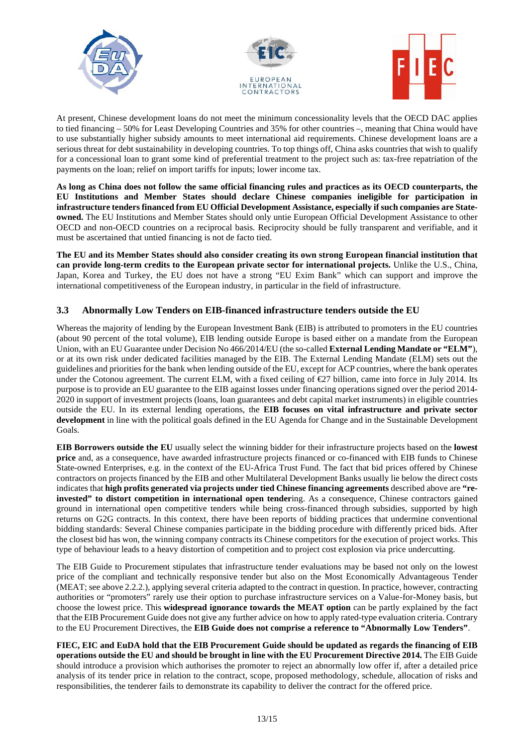At present, Chinese development loans do not meet the minimum concessionality levels that the OECD DAC applies to tied financing – 50% for Least Developing Countries and 35% for other countries –, meaning that China would have to use substantially higher subsidy amounts to meet international aid requirements. Chinese development loans are a serious threat for debt sustainability in developing countries. To top things off, China asks countries that wish to qualify for a concessional loan to grant some kind of preferential treatment to the project such as: tax-free repatriation of the payments on the loan; relief on import tariffs for inputs; lower income tax.

**As long as China does not follow the same official financing rules and practices as its OECD counterparts, the EU Institutions and Member States should declare Chinese companies ineligible for participation in infrastructure tenders financed from EU Official Development Assistance, especially if such companies are State-owned.** The EU Institutions and Member States should only untie European Official Development Assistance to other OECD and non-OECD countries on a reciprocal basis. Reciprocity should be fully transparent and verifiable, and it must be ascertained that untied financing is not de facto tied.

**The EU and its Member States should also consider creating its own strong European financial institution that can provide long-term credits to the European private sector for international projects.** Unlike the U.S., China, Japan, Korea and Turkey, the EU does not have a strong "EU Exim Bank" which can support and improve the international competitiveness of the European industry, in particular in the field of infrastructure.

### 3.3 Abnormally Low Tenders on EIB-financed infrastructure tenders outside the EU

Whereas the majority of lending by the European Investment Bank (EIB) is attributed to promoters in the EU countries (about 90 percent of the total volume), EIB lending outside Europe is based either on a mandate from the European Union, with an EU Guarantee under Decision No 466/2014/EU (the so-called **External Lending Mandate or "ELM"**), or at its own risk under dedicated facilities managed by the EIB. The External Lending Mandate (ELM) sets out the guidelines and priorities for the bank when lending outside of the EU, except for ACP countries, where the bank operates under the Cotonou agreement. The current ELM, with a fixed ceiling of €27 billion, came into force in July 2014. Its purpose is to provide an EU guarantee to the EIB against losses under financing operations signed over the period 2014-2020 in support of investment projects (loans, loan guarantees and debt capital market instruments) in eligible countries outside the EU. In its external lending operations, the **EIB focuses on vital infrastructure and private sector development** in line with the political goals defined in the EU Agenda for Change and in the Sustainable Development Goals.

**EIB Borrowers outside the EU** usually select the winning bidder for their infrastructure projects based on the **lowest price** and, as a consequence, have awarded infrastructure projects financed or co-financed with EIB funds to Chinese State-owned Enterprises, e.g. in the context of the EU-Africa Trust Fund. The fact that bid prices offered by Chinese contractors on projects financed by the EIB and other Multilateral Development Banks usually lie below the direct costs indicates that **high profits generated via projects under tied Chinese financing agreements** described above are **"re-invested" to distort competition in international open tender**ing. As a consequence, Chinese contractors gained ground in international open competitive tenders while being cross-financed through subsidies, supported by high returns on G2G contracts. In this context, there have been reports of bidding practices that undermine conventional bidding standards: Several Chinese companies participate in the bidding procedure with differently priced bids. After the closest bid has won, the winning company contracts its Chinese competitors for the execution of project works. This type of behaviour leads to a heavy distortion of competition and to project cost explosion via price undercutting.

The EIB Guide to Procurement stipulates that infrastructure tender evaluations may be based not only on the lowest price of the compliant and technically responsive tender but also on the Most Economically Advantageous Tender (MEAT; see above 2.2.2.), applying several criteria adapted to the contract in question. In practice, however, contracting authorities or "promoters" rarely use their option to purchase infrastructure services on a Value-for-Money basis, but choose the lowest price. This **widespread ignorance towards the MEAT option** can be partly explained by the fact that the EIB Procurement Guide does not give any further advice on how to apply rated-type evaluation criteria. Contrary to the EU Procurement Directives, the **EIB Guide does not comprise a reference to "Abnormally Low Tenders"**.

**FIEC, EIC and EuDA hold that the EIB Procurement Guide should be updated as regards the financing of EIB operations outside the EU and should be brought in line with the EU Procurement Directive 2014.** The EIB Guide should introduce a provision which authorises the promoter to reject an abnormally low offer if, after a detailed price analysis of its tender price in relation to the contract, scope, proposed methodology, schedule, allocation of risks and responsibilities, the tenderer fails to demonstrate its capability to deliver the contract for the offered price.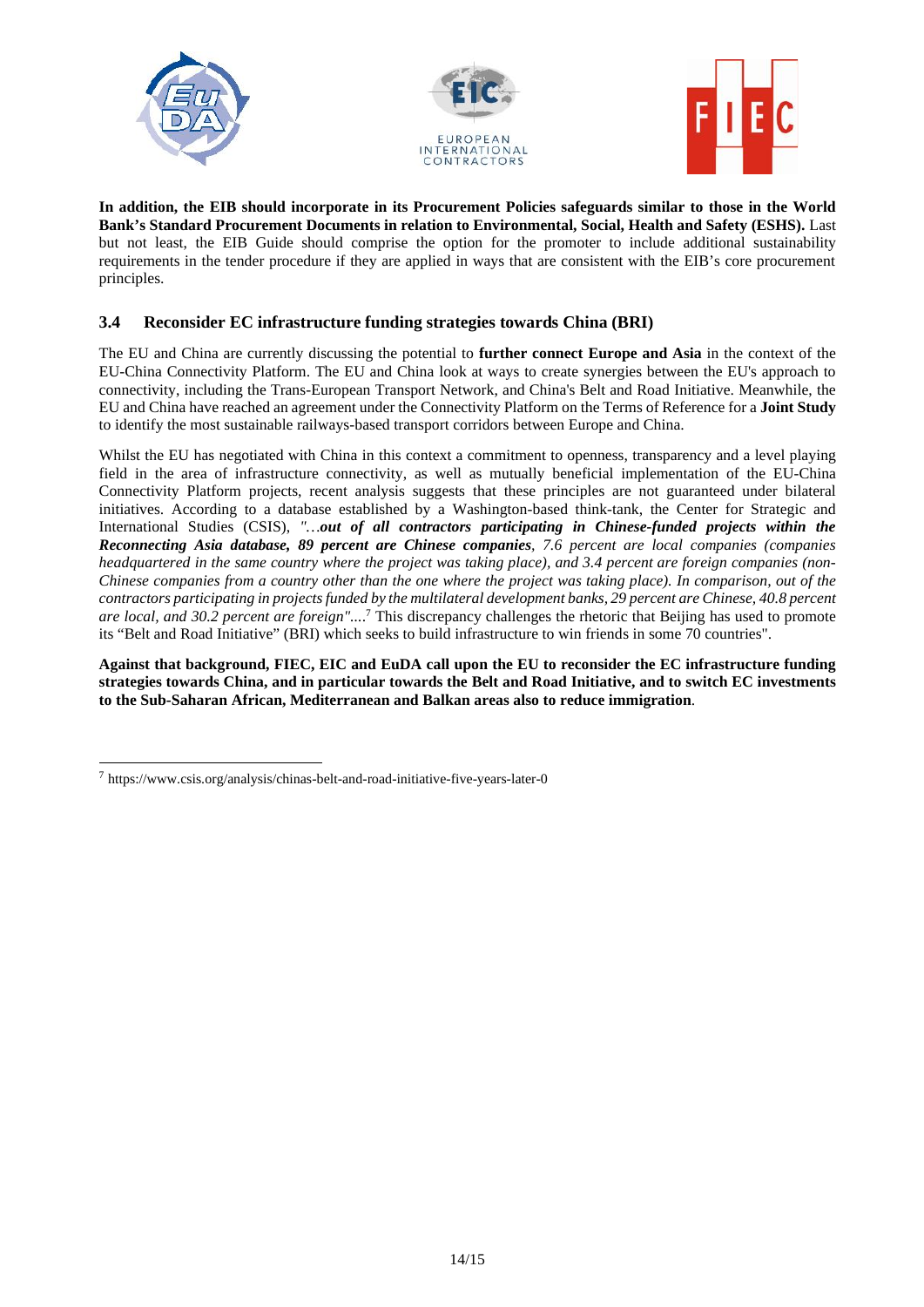**In addition, the EIB should incorporate in its Procurement Policies safeguards similar to those in the World Bank's Standard Procurement Documents in relation to Environmental, Social, Health and Safety (ESHS).** Last but not least, the EIB Guide should comprise the option for the promoter to include additional sustainability requirements in the tender procedure if they are applied in ways that are consistent with the EIB's core procurement principles.

### 3.4 Reconsider EC infrastructure funding strategies towards China (BRI)

The EU and China are currently discussing the potential to **further connect Europe and Asia** in the context of the EU-China Connectivity Platform. The EU and China look at ways to create synergies between the EU's approach to connectivity, including the Trans-European Transport Network, and China's Belt and Road Initiative. Meanwhile, the EU and China have reached an agreement under the Connectivity Platform on the Terms of Reference for a **Joint Study** to identify the most sustainable railways-based transport corridors between Europe and China.

Whilst the EU has negotiated with China in this context a commitment to openness, transparency and a level playing field in the area of infrastructure connectivity, as well as mutually beneficial implementation of the EU-China Connectivity Platform projects, recent analysis suggests that these principles are not guaranteed under bilateral initiatives. According to a database established by a Washington-based think-tank, the Center for Strategic and International Studies (CSIS), *"…**out of all contractors participating in Chinese-funded projects within the Reconnecting Asia database, 89 percent are Chinese companies**, 7.6 percent are local companies (companies headquartered in the same country where the project was taking place), and 3.4 percent are foreign companies (non-Chinese companies from a country other than the one where the project was taking place). In comparison, out of the contractors participating in projects funded by the multilateral development banks, 29 percent are Chinese, 40.8 percent are local, and 30.2 percent are foreign"....*[7] This discrepancy challenges the rhetoric that Beijing has used to promote its "Belt and Road Initiative" (BRI) which seeks to build infrastructure to win friends in some 70 countries".

**Against that background, FIEC, EIC and EuDA call upon the EU to reconsider the EC infrastructure funding strategies towards China, and in particular towards the Belt and Road Initiative, and to switch EC investments to the Sub-Saharan African, Mediterranean and Balkan areas also to reduce immigration**.

---

[7] https://www.csis.org/analysis/chinas-belt-and-road-initiative-five-years-later-0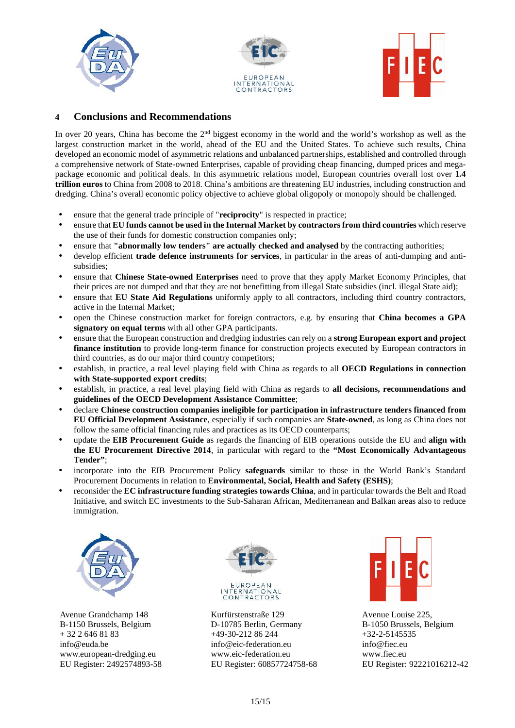## 4 Conclusions and Recommendations

In over 20 years, China has become the 2nd biggest economy in the world and the world's workshop as well as the largest construction market in the world, ahead of the EU and the United States. To achieve such results, China developed an economic model of asymmetric relations and unbalanced partnerships, established and controlled through a comprehensive network of State-owned Enterprises, capable of providing cheap financing, dumped prices and mega-package economic and political deals. In this asymmetric relations model, European countries overall lost over **1.4 trillion euros** to China from 2008 to 2018. China's ambitions are threatening EU industries, including construction and dredging. China's overall economic policy objective to achieve global oligopoly or monopoly should be challenged.

- ensure that the general trade principle of "**reciprocity**" is respected in practice;
- ensure that **EU funds cannot be used in the Internal Market by contractors from third countries** which reserve the use of their funds for domestic construction companies only;
- ensure that **"abnormally low tenders" are actually checked and analysed** by the contracting authorities;
- develop efficient **trade defence instruments for services**, in particular in the areas of anti-dumping and anti-subsidies;
- ensure that **Chinese State-owned Enterprises** need to prove that they apply Market Economy Principles, that their prices are not dumped and that they are not benefitting from illegal State subsidies (incl. illegal State aid);
- ensure that **EU State Aid Regulations** uniformly apply to all contractors, including third country contractors, active in the Internal Market;
- open the Chinese construction market for foreign contractors, e.g. by ensuring that **China becomes a GPA signatory on equal terms** with all other GPA participants.
- ensure that the European construction and dredging industries can rely on a **strong European export and project finance institution** to provide long-term finance for construction projects executed by European contractors in third countries, as do our major third country competitors;
- establish, in practice, a real level playing field with China as regards to all **OECD Regulations in connection with State-supported export credits**;
- establish, in practice, a real level playing field with China as regards to **all decisions, recommendations and guidelines of the OECD Development Assistance Committee**;
- declare **Chinese construction companies ineligible for participation in infrastructure tenders financed from EU Official Development Assistance**, especially if such companies are **State-owned**, as long as China does not follow the same official financing rules and practices as its OECD counterparts;
- update the **EIB Procurement Guide** as regards the financing of EIB operations outside the EU and **align with the EU Procurement Directive 2014**, in particular with regard to the **"Most Economically Advantageous Tender"**;
- incorporate into the EIB Procurement Policy **safeguards** similar to those in the World Bank's Standard Procurement Documents in relation to **Environmental, Social, Health and Safety (ESHS)**;
- reconsider the **EC infrastructure funding strategies towards China**, and in particular towards the Belt and Road Initiative, and switch EC investments to the Sub-Saharan African, Mediterranean and Balkan areas also to reduce immigration.

EuDA
Avenue Grandchamp 148
B-1150 Brussels, Belgium
+ 32 2 646 81 83
info@euda.be
www.european-dredging.eu
EU Register: 2492574893-58

EUROPEAN INTERNATIONAL CONTRACTORS
Kurfürstenstraße 129
D-10785 Berlin, Germany
+49-30-212 86 244
info@eic-federation.eu
www.eic-federation.eu
EU Register: 60857724758-68

FIEC
Avenue Louise 225,
B-1050 Brussels, Belgium
+32-2-5145535
info@fiec.eu
www.fiec.eu
EU Register: 92221016212-42